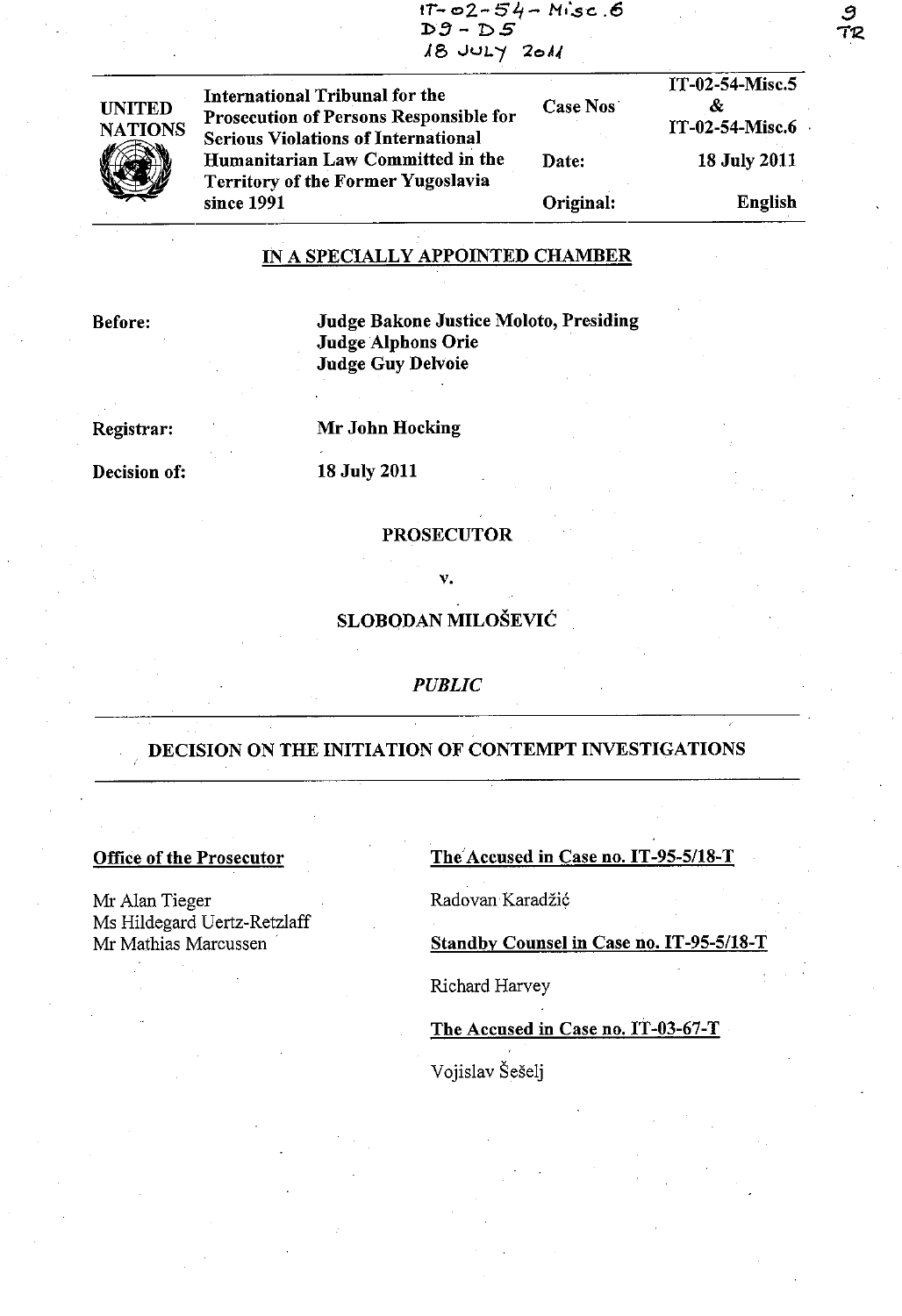IT-02-54-Misc.6
D9 - D5
18 JULY 2011

9
TR

| UNITED NATIONS | International Tribunal for the Prosecution of Persons Responsible for Serious Violations of International Humanitarian Law Committed in the Territory of the Former Yugoslavia since 1991 | Case Nos | IT-02-54-Misc.5 & IT-02-54-Misc.6 |
|---|---|---|---|
| | | Date: | 18 July 2011 |
| | | Original: | English |

## IN A SPECIALLY APPOINTED CHAMBER

**Before:** **Judge Bakone Justice Moloto, Presiding**
**Judge Alphons Orie**
**Judge Guy Delvoie**

**Registrar:** **Mr John Hocking**

**Decision of:** **18 July 2011**

**PROSECUTOR**

**v.**

**SLOBODAN MILOŠEVIĆ**

*PUBLIC*

## DECISION ON THE INITIATION OF CONTEMPT INVESTIGATIONS

**Office of the Prosecutor**

Mr Alan Tieger
Ms Hildegard Uertz-Retzlaff
Mr Mathias Marcussen

**The Accused in Case no. IT-95-5/18-T**

Radovan Karadžić

**Standby Counsel in Case no. IT-95-5/18-T**

Richard Harvey

**The Accused in Case no. IT-03-67-T**

Vojislav Šešelj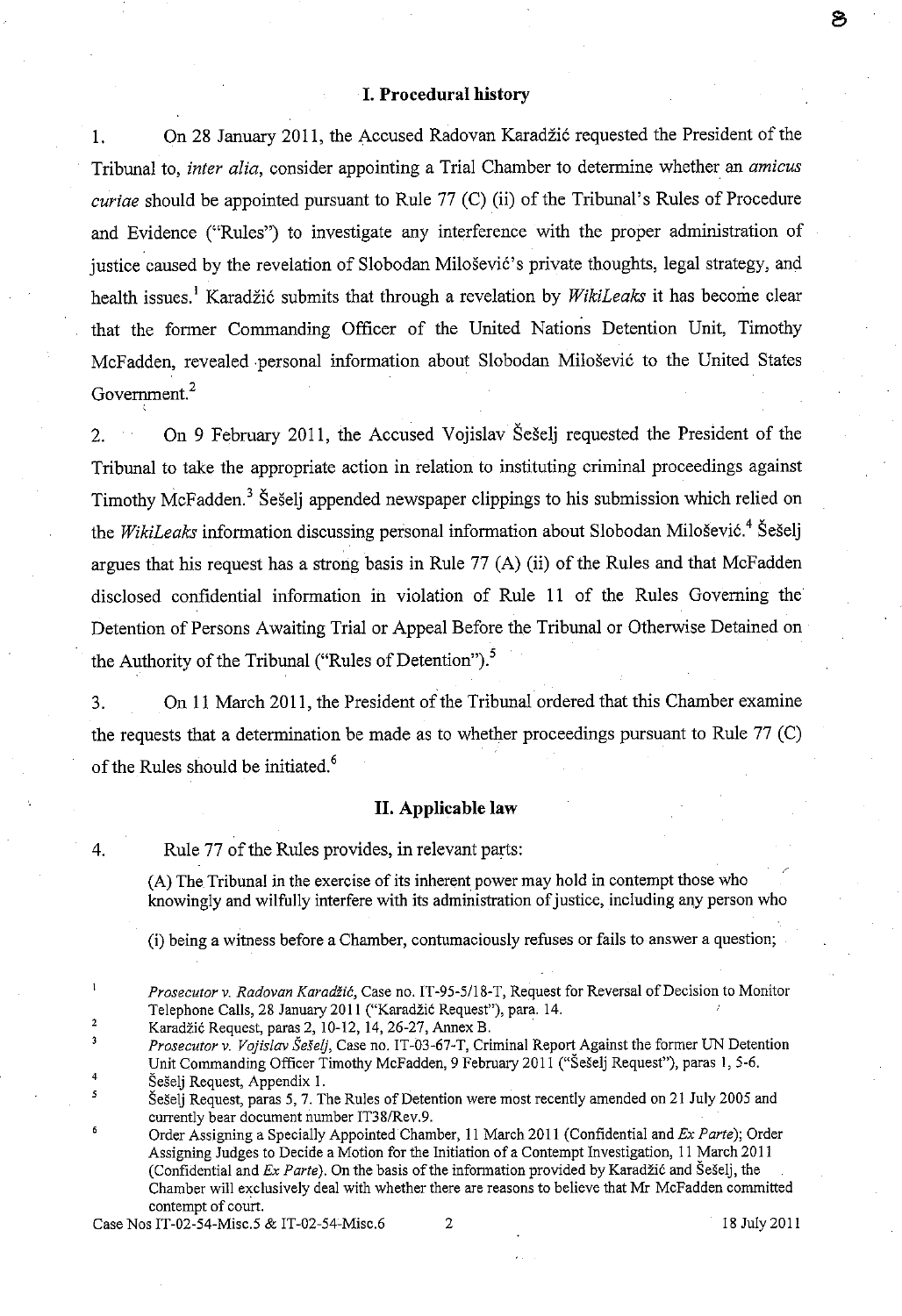## I. Procedural history

1. On 28 January 2011, the Accused Radovan Karadžić requested the President of the Tribunal to, *inter alia*, consider appointing a Trial Chamber to determine whether an *amicus curiae* should be appointed pursuant to Rule 77 (C) (ii) of the Tribunal's Rules of Procedure and Evidence ("Rules") to investigate any interference with the proper administration of justice caused by the revelation of Slobodan Milošević's private thoughts, legal strategy, and health issues.[1] Karadžić submits that through a revelation by *WikiLeaks* it has become clear that the former Commanding Officer of the United Nations Detention Unit, Timothy McFadden, revealed personal information about Slobodan Milošević to the United States Government.[2]

2. On 9 February 2011, the Accused Vojislav Šešelj requested the President of the Tribunal to take the appropriate action in relation to instituting criminal proceedings against Timothy McFadden.[3] Šešelj appended newspaper clippings to his submission which relied on the *WikiLeaks* information discussing personal information about Slobodan Milošević.[4] Šešelj argues that his request has a strong basis in Rule 77 (A) (ii) of the Rules and that McFadden disclosed confidential information in violation of Rule 11 of the Rules Governing the Detention of Persons Awaiting Trial or Appeal Before the Tribunal or Otherwise Detained on the Authority of the Tribunal ("Rules of Detention").[5]

3. On 11 March 2011, the President of the Tribunal ordered that this Chamber examine the requests that a determination be made as to whether proceedings pursuant to Rule 77 (C) of the Rules should be initiated.[6]

## II. Applicable law

4. Rule 77 of the Rules provides, in relevant parts:

> (A) The Tribunal in the exercise of its inherent power may hold in contempt those who knowingly and wilfully interfere with its administration of justice, including any person who
>
> (i) being a witness before a Chamber, contumaciously refuses or fails to answer a question;

---

[1] *Prosecutor v. Radovan Karadžić*, Case no. IT-95-5/18-T, Request for Reversal of Decision to Monitor Telephone Calls, 28 January 2011 ("Karadžić Request"), para. 14.

[2] Karadžić Request, paras 2, 10-12, 14, 26-27, Annex B.

[3] *Prosecutor v. Vojislav Šešelj*, Case no. IT-03-67-T, Criminal Report Against the former UN Detention Unit Commanding Officer Timothy McFadden, 9 February 2011 ("Šešelj Request"), paras 1, 5-6.

[4] Šešelj Request, Appendix 1.

[5] Šešelj Request, paras 5, 7. The Rules of Detention were most recently amended on 21 July 2005 and currently bear document number IT38/Rev.9.

[6] Order Assigning a Specially Appointed Chamber, 11 March 2011 (Confidential and *Ex Parte*); Order Assigning Judges to Decide a Motion for the Initiation of a Contempt Investigation, 11 March 2011 (Confidential and *Ex Parte*). On the basis of the information provided by Karadžić and Šešelj, the Chamber will exclusively deal with whether there are reasons to believe that Mr McFadden committed contempt of court.

Case Nos IT-02-54-Misc.5 & IT-02-54-Misc.6 — 18 July 2011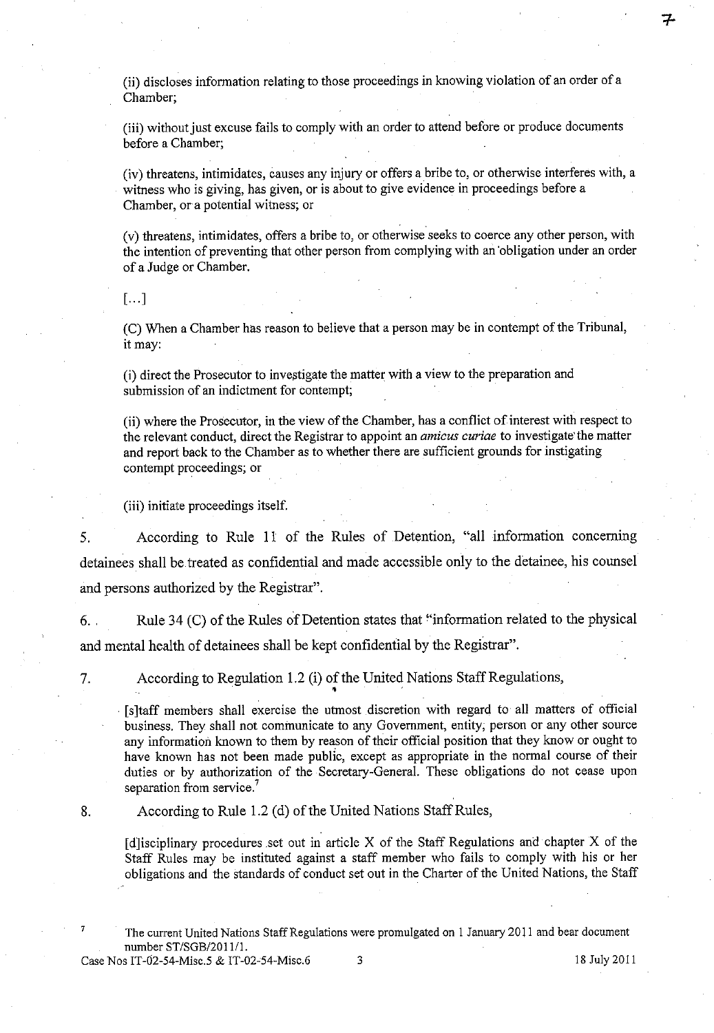(ii) discloses information relating to those proceedings in knowing violation of an order of a Chamber;

(iii) without just excuse fails to comply with an order to attend before or produce documents before a Chamber;

(iv) threatens, intimidates, causes any injury or offers a bribe to, or otherwise interferes with, a witness who is giving, has given, or is about to give evidence in proceedings before a Chamber, or a potential witness; or

(v) threatens, intimidates, offers a bribe to, or otherwise seeks to coerce any other person, with the intention of preventing that other person from complying with an obligation under an order of a Judge or Chamber.

[...]

(C) When a Chamber has reason to believe that a person may be in contempt of the Tribunal, it may:

(i) direct the Prosecutor to investigate the matter with a view to the preparation and submission of an indictment for contempt;

(ii) where the Prosecutor, in the view of the Chamber, has a conflict of interest with respect to the relevant conduct, direct the Registrar to appoint an *amicus curiae* to investigate the matter and report back to the Chamber as to whether there are sufficient grounds for instigating contempt proceedings; or

(iii) initiate proceedings itself.

5. According to Rule 11 of the Rules of Detention, "all information concerning detainees shall be treated as confidential and made accessible only to the detainee, his counsel and persons authorized by the Registrar".

6. Rule 34 (C) of the Rules of Detention states that "information related to the physical and mental health of detainees shall be kept confidential by the Registrar".

7. According to Regulation 1.2 (i) of the United Nations Staff Regulations,

> [s]taff members shall exercise the utmost discretion with regard to all matters of official business. They shall not communicate to any Government, entity, person or any other source any information known to them by reason of their official position that they know or ought to have known has not been made public, except as appropriate in the normal course of their duties or by authorization of the Secretary-General. These obligations do not cease upon separation from service.[7]

8. According to Rule 1.2 (d) of the United Nations Staff Rules,

> [d]isciplinary procedures set out in article X of the Staff Regulations and chapter X of the Staff Rules may be instituted against a staff member who fails to comply with his or her obligations and the standards of conduct set out in the Charter of the United Nations, the Staff

[7] The current United Nations Staff Regulations were promulgated on 1 January 2011 and bear document number ST/SGB/2011/1.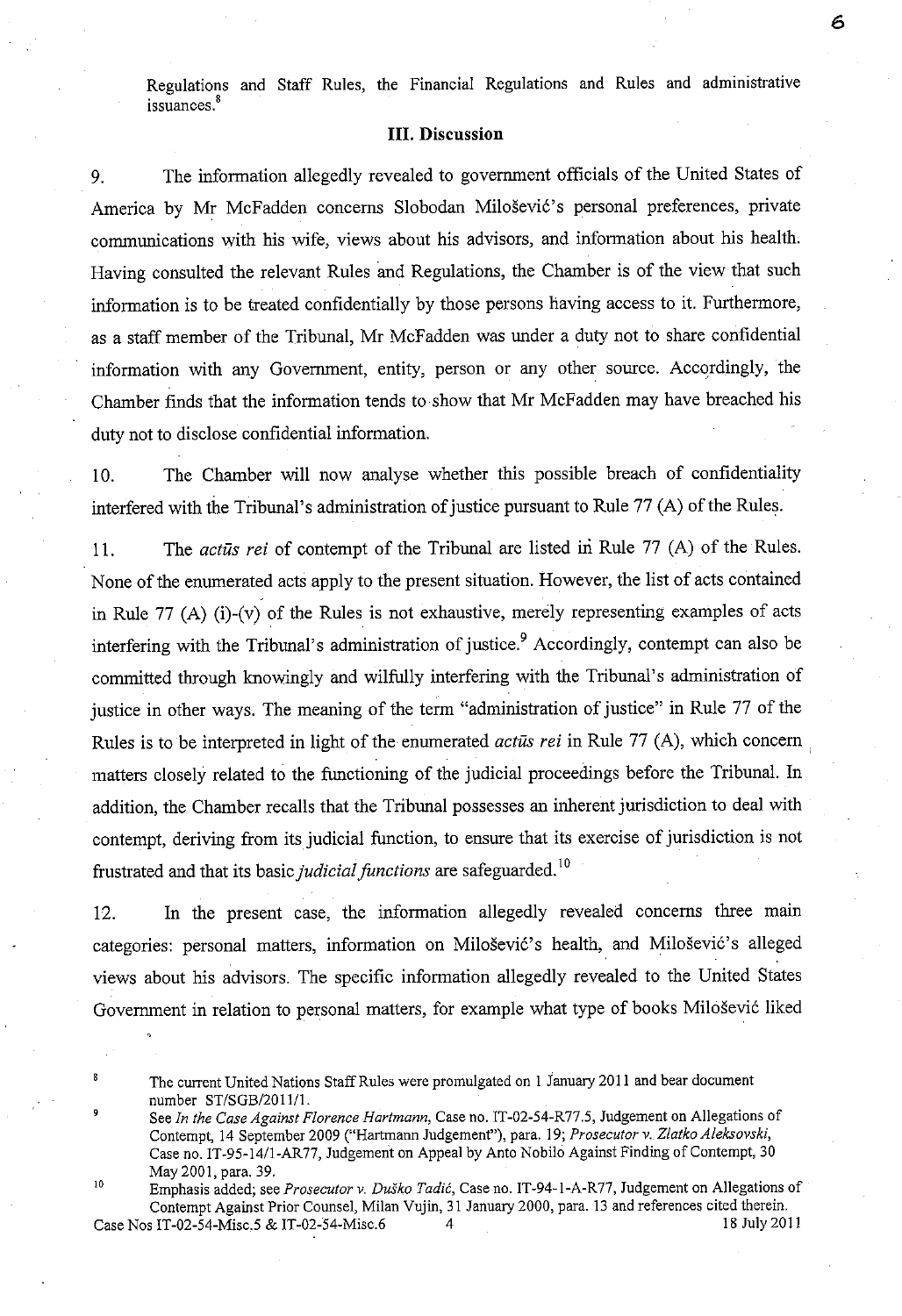Regulations and Staff Rules, the Financial Regulations and Rules and administrative issuances.[8]

### III. Discussion

9. The information allegedly revealed to government officials of the United States of America by Mr McFadden concerns Slobodan Milošević's personal preferences, private communications with his wife, views about his advisors, and information about his health. Having consulted the relevant Rules and Regulations, the Chamber is of the view that such information is to be treated confidentially by those persons having access to it. Furthermore, as a staff member of the Tribunal, Mr McFadden was under a duty not to share confidential information with any Government, entity, person or any other source. Accordingly, the Chamber finds that the information tends to show that Mr McFadden may have breached his duty not to disclose confidential information.

10. The Chamber will now analyse whether this possible breach of confidentiality interfered with the Tribunal's administration of justice pursuant to Rule 77 (A) of the Rules.

11. The *actūs rei* of contempt of the Tribunal are listed in Rule 77 (A) of the Rules. None of the enumerated acts apply to the present situation. However, the list of acts contained in Rule 77 (A) (i)-(v) of the Rules is not exhaustive, merely representing examples of acts interfering with the Tribunal's administration of justice.[9] Accordingly, contempt can also be committed through knowingly and wilfully interfering with the Tribunal's administration of justice in other ways. The meaning of the term "administration of justice" in Rule 77 of the Rules is to be interpreted in light of the enumerated *actūs rei* in Rule 77 (A), which concern matters closely related to the functioning of the judicial proceedings before the Tribunal. In addition, the Chamber recalls that the Tribunal possesses an inherent jurisdiction to deal with contempt, deriving from its judicial function, to ensure that its exercise of jurisdiction is not frustrated and that its basic *judicial functions* are safeguarded.[10]

12. In the present case, the information allegedly revealed concerns three main categories: personal matters, information on Milošević's health, and Milošević's alleged views about his advisors. The specific information allegedly revealed to the United States Government in relation to personal matters, for example what type of books Milošević liked

---

[8] The current United Nations Staff Rules were promulgated on 1 January 2011 and bear document number ST/SGB/2011/1.

[9] See *In the Case Against Florence Hartmann*, Case no. IT-02-54-R77.5, Judgement on Allegations of Contempt, 14 September 2009 ("Hartmann Judgement"), para. 19; *Prosecutor v. Zlatko Aleksovski*, Case no. IT-95-14/1-AR77, Judgement on Appeal by Anto Nobilo Against Finding of Contempt, 30 May 2001, para. 39.

[10] Emphasis added; see *Prosecutor v. Duško Tadić*, Case no. IT-94-1-A-R77, Judgement on Allegations of Contempt Against Prior Counsel, Milan Vujin, 31 January 2000, para. 13 and references cited therein.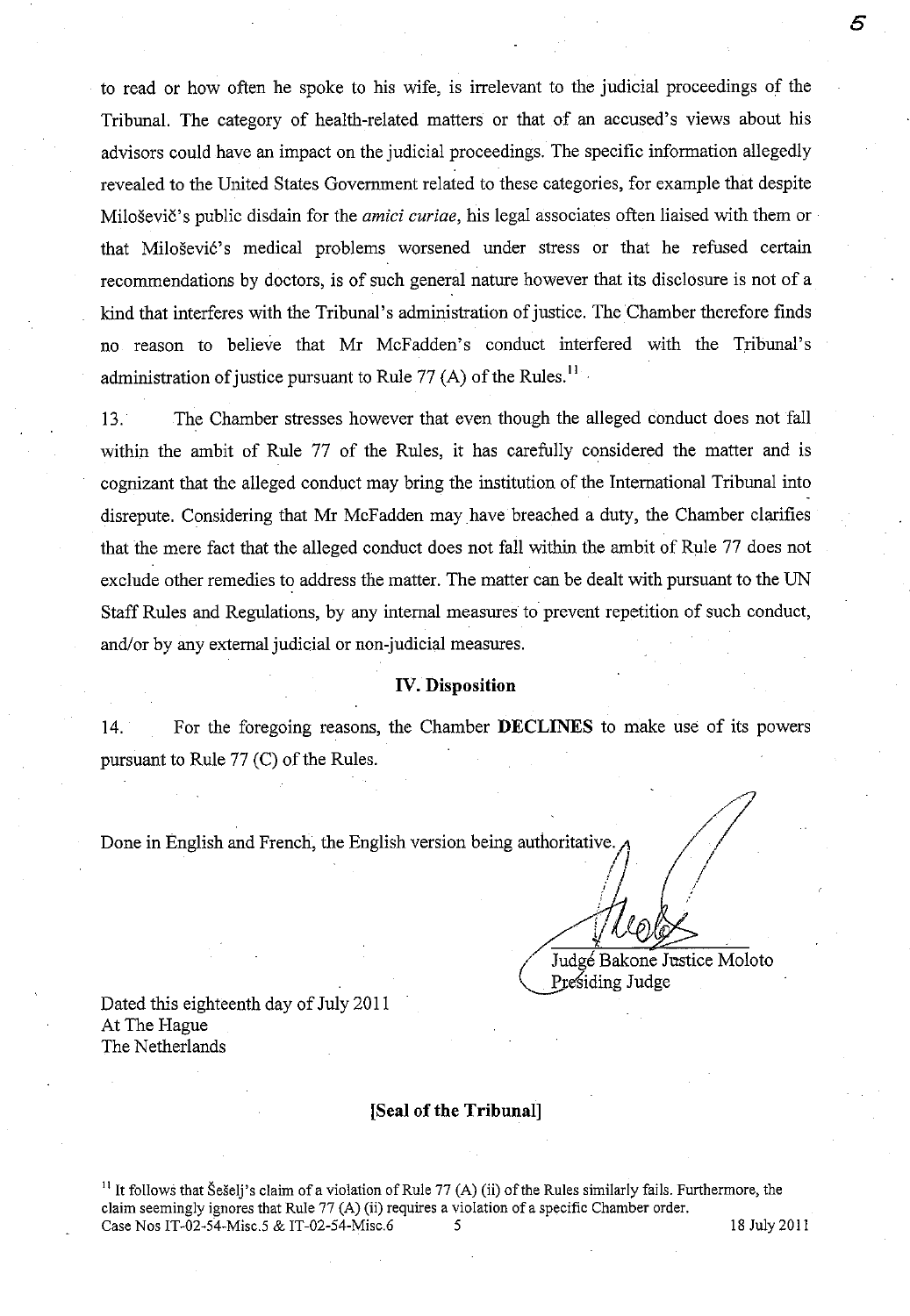to read or how often he spoke to his wife, is irrelevant to the judicial proceedings of the Tribunal. The category of health-related matters or that of an accused's views about his advisors could have an impact on the judicial proceedings. The specific information allegedly revealed to the United States Government related to these categories, for example that despite Miloševič's public disdain for the *amici curiae*, his legal associates often liaised with them or that Milošević's medical problems worsened under stress or that he refused certain recommendations by doctors, is of such general nature however that its disclosure is not of a kind that interferes with the Tribunal's administration of justice. The Chamber therefore finds no reason to believe that Mr McFadden's conduct interfered with the Tribunal's administration of justice pursuant to Rule 77 (A) of the Rules.[11]

13. The Chamber stresses however that even though the alleged conduct does not fall within the ambit of Rule 77 of the Rules, it has carefully considered the matter and is cognizant that the alleged conduct may bring the institution of the International Tribunal into disrepute. Considering that Mr McFadden may have breached a duty, the Chamber clarifies that the mere fact that the alleged conduct does not fall within the ambit of Rule 77 does not exclude other remedies to address the matter. The matter can be dealt with pursuant to the UN Staff Rules and Regulations, by any internal measures to prevent repetition of such conduct, and/or by any external judicial or non-judicial measures.

## IV. Disposition

14. For the foregoing reasons, the Chamber **DECLINES** to make use of its powers pursuant to Rule 77 (C) of the Rules.

Done in English and French, the English version being authoritative.

Judge Bakone Justice Moloto
Presiding Judge

Dated this eighteenth day of July 2011
At The Hague
The Netherlands

**[Seal of the Tribunal]**

[11] It follows that Šešelj's claim of a violation of Rule 77 (A) (ii) of the Rules similarly fails. Furthermore, the claim seemingly ignores that Rule 77 (A) (ii) requires a violation of a specific Chamber order.